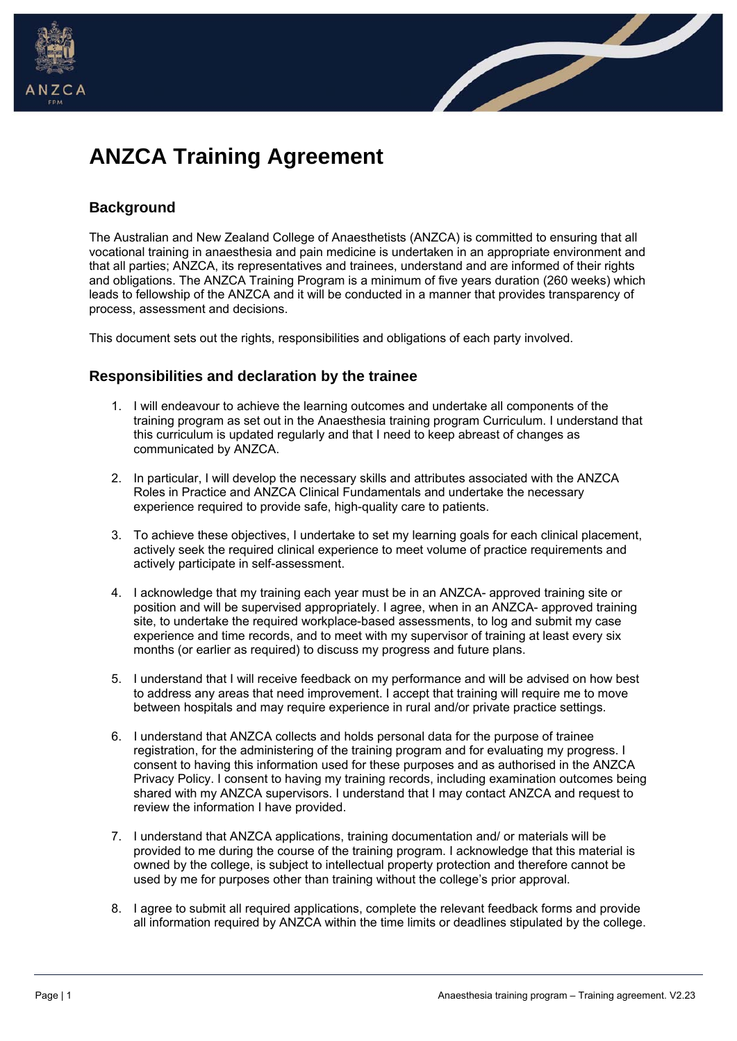# ANZCA Training Agreement

## Background

The Australian and New Zealand College of Anaesthetists (ANZCA) is committed to ensuring that all vocational training in anaesthesia and pain medicine is undertaken in an appropriate environment and that all parties; ANZCA, its representatives and trainees, understand and are informed of their rights and obligations. The ANZCA Training Program is a minimum of five years duration (260 weeks) which leads to fellowship of the ANZCA and it will be conducted in a manner that provides transparency of process, assessment and decisions.

This document sets out the rights, responsibilities and obligations of each party involved.

## Responsibilities and declaration by the trainee

1. I will endeavour to achieve the learning outcomes and undertake all components of the training program as set out in the Anaesthesia training program Curriculum. I understand that this curriculum is updated regularly and that I need to keep abreast of changes as communicated by ANZCA.

2. In particular, I will develop the necessary skills and attributes associated with the ANZCA Roles in Practice and ANZCA Clinical Fundamentals and undertake the necessary experience required to provide safe, high-quality care to patients.

3. To achieve these objectives, I undertake to set my learning goals for each clinical placement, actively seek the required clinical experience to meet volume of practice requirements and actively participate in self-assessment.

4. I acknowledge that my training each year must be in an ANZCA- approved training site or position and will be supervised appropriately. I agree, when in an ANZCA- approved training site, to undertake the required workplace-based assessments, to log and submit my case experience and time records, and to meet with my supervisor of training at least every six months (or earlier as required) to discuss my progress and future plans.

5. I understand that I will receive feedback on my performance and will be advised on how best to address any areas that need improvement. I accept that training will require me to move between hospitals and may require experience in rural and/or private practice settings.

6. I understand that ANZCA collects and holds personal data for the purpose of trainee registration, for the administering of the training program and for evaluating my progress. I consent to having this information used for these purposes and as authorised in the ANZCA Privacy Policy. I consent to having my training records, including examination outcomes being shared with my ANZCA supervisors. I understand that I may contact ANZCA and request to review the information I have provided.

7. I understand that ANZCA applications, training documentation and/ or materials will be provided to me during the course of the training program. I acknowledge that this material is owned by the college, is subject to intellectual property protection and therefore cannot be used by me for purposes other than training without the college's prior approval.

8. I agree to submit all required applications, complete the relevant feedback forms and provide all information required by ANZCA within the time limits or deadlines stipulated by the college.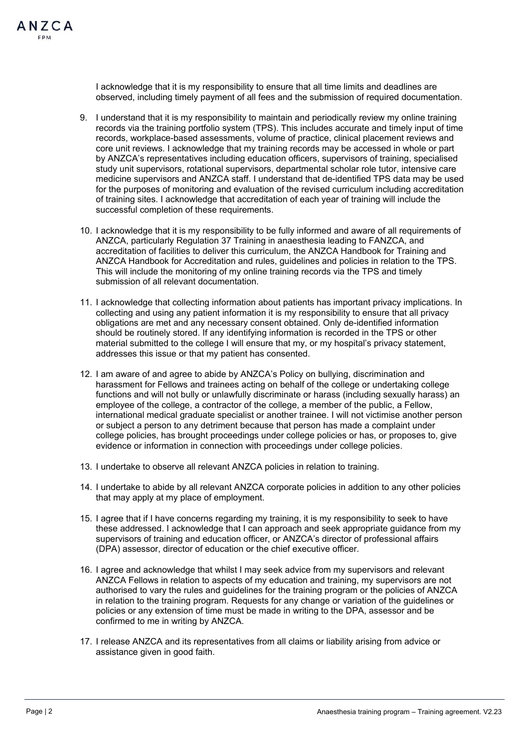I acknowledge that it is my responsibility to ensure that all time limits and deadlines are observed, including timely payment of all fees and the submission of required documentation.

9. I understand that it is my responsibility to maintain and periodically review my online training records via the training portfolio system (TPS). This includes accurate and timely input of time records, workplace-based assessments, volume of practice, clinical placement reviews and core unit reviews. I acknowledge that my training records may be accessed in whole or part by ANZCA's representatives including education officers, supervisors of training, specialised study unit supervisors, rotational supervisors, departmental scholar role tutor, intensive care medicine supervisors and ANZCA staff. I understand that de-identified TPS data may be used for the purposes of monitoring and evaluation of the revised curriculum including accreditation of training sites. I acknowledge that accreditation of each year of training will include the successful completion of these requirements.

10. I acknowledge that it is my responsibility to be fully informed and aware of all requirements of ANZCA, particularly Regulation 37 Training in anaesthesia leading to FANZCA, and accreditation of facilities to deliver this curriculum, the ANZCA Handbook for Training and ANZCA Handbook for Accreditation and rules, guidelines and policies in relation to the TPS. This will include the monitoring of my online training records via the TPS and timely submission of all relevant documentation.

11. I acknowledge that collecting information about patients has important privacy implications. In collecting and using any patient information it is my responsibility to ensure that all privacy obligations are met and any necessary consent obtained. Only de-identified information should be routinely stored. If any identifying information is recorded in the TPS or other material submitted to the college I will ensure that my, or my hospital's privacy statement, addresses this issue or that my patient has consented.

12. I am aware of and agree to abide by ANZCA's Policy on bullying, discrimination and harassment for Fellows and trainees acting on behalf of the college or undertaking college functions and will not bully or unlawfully discriminate or harass (including sexually harass) an employee of the college, a contractor of the college, a member of the public, a Fellow, international medical graduate specialist or another trainee. I will not victimise another person or subject a person to any detriment because that person has made a complaint under college policies, has brought proceedings under college policies or has, or proposes to, give evidence or information in connection with proceedings under college policies.

13. I undertake to observe all relevant ANZCA policies in relation to training.

14. I undertake to abide by all relevant ANZCA corporate policies in addition to any other policies that may apply at my place of employment.

15. I agree that if I have concerns regarding my training, it is my responsibility to seek to have these addressed. I acknowledge that I can approach and seek appropriate guidance from my supervisors of training and education officer, or ANZCA's director of professional affairs (DPA) assessor, director of education or the chief executive officer.

16. I agree and acknowledge that whilst I may seek advice from my supervisors and relevant ANZCA Fellows in relation to aspects of my education and training, my supervisors are not authorised to vary the rules and guidelines for the training program or the policies of ANZCA in relation to the training program. Requests for any change or variation of the guidelines or policies or any extension of time must be made in writing to the DPA, assessor and be confirmed to me in writing by ANZCA.

17. I release ANZCA and its representatives from all claims or liability arising from advice or assistance given in good faith.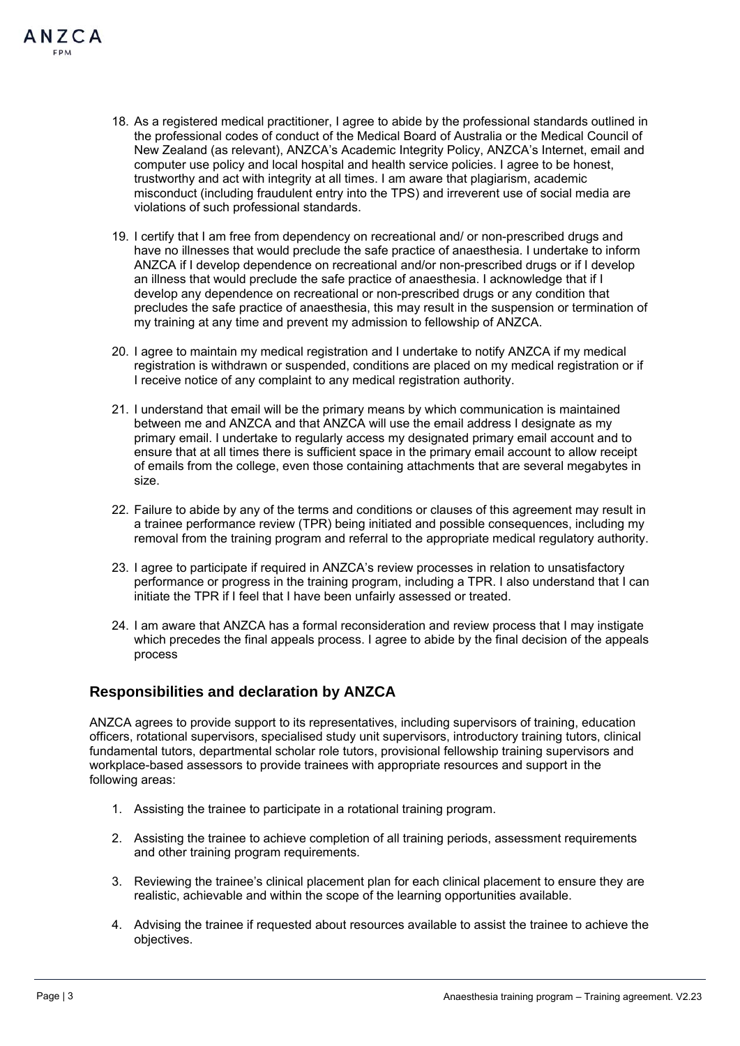18. As a registered medical practitioner, I agree to abide by the professional standards outlined in the professional codes of conduct of the Medical Board of Australia or the Medical Council of New Zealand (as relevant), ANZCA's Academic Integrity Policy, ANZCA's Internet, email and computer use policy and local hospital and health service policies. I agree to be honest, trustworthy and act with integrity at all times. I am aware that plagiarism, academic misconduct (including fraudulent entry into the TPS) and irreverent use of social media are violations of such professional standards.

19. I certify that I am free from dependency on recreational and/ or non-prescribed drugs and have no illnesses that would preclude the safe practice of anaesthesia. I undertake to inform ANZCA if I develop dependence on recreational and/or non-prescribed drugs or if I develop an illness that would preclude the safe practice of anaesthesia. I acknowledge that if I develop any dependence on recreational or non-prescribed drugs or any condition that precludes the safe practice of anaesthesia, this may result in the suspension or termination of my training at any time and prevent my admission to fellowship of ANZCA.

20. I agree to maintain my medical registration and I undertake to notify ANZCA if my medical registration is withdrawn or suspended, conditions are placed on my medical registration or if I receive notice of any complaint to any medical registration authority.

21. I understand that email will be the primary means by which communication is maintained between me and ANZCA and that ANZCA will use the email address I designate as my primary email. I undertake to regularly access my designated primary email account and to ensure that at all times there is sufficient space in the primary email account to allow receipt of emails from the college, even those containing attachments that are several megabytes in size.

22. Failure to abide by any of the terms and conditions or clauses of this agreement may result in a trainee performance review (TPR) being initiated and possible consequences, including my removal from the training program and referral to the appropriate medical regulatory authority.

23. I agree to participate if required in ANZCA's review processes in relation to unsatisfactory performance or progress in the training program, including a TPR. I also understand that I can initiate the TPR if I feel that I have been unfairly assessed or treated.

24. I am aware that ANZCA has a formal reconsideration and review process that I may instigate which precedes the final appeals process. I agree to abide by the final decision of the appeals process

## Responsibilities and declaration by ANZCA

ANZCA agrees to provide support to its representatives, including supervisors of training, education officers, rotational supervisors, specialised study unit supervisors, introductory training tutors, clinical fundamental tutors, departmental scholar role tutors, provisional fellowship training supervisors and workplace-based assessors to provide trainees with appropriate resources and support in the following areas:

1. Assisting the trainee to participate in a rotational training program.

2. Assisting the trainee to achieve completion of all training periods, assessment requirements and other training program requirements.

3. Reviewing the trainee's clinical placement plan for each clinical placement to ensure they are realistic, achievable and within the scope of the learning opportunities available.

4. Advising the trainee if requested about resources available to assist the trainee to achieve the objectives.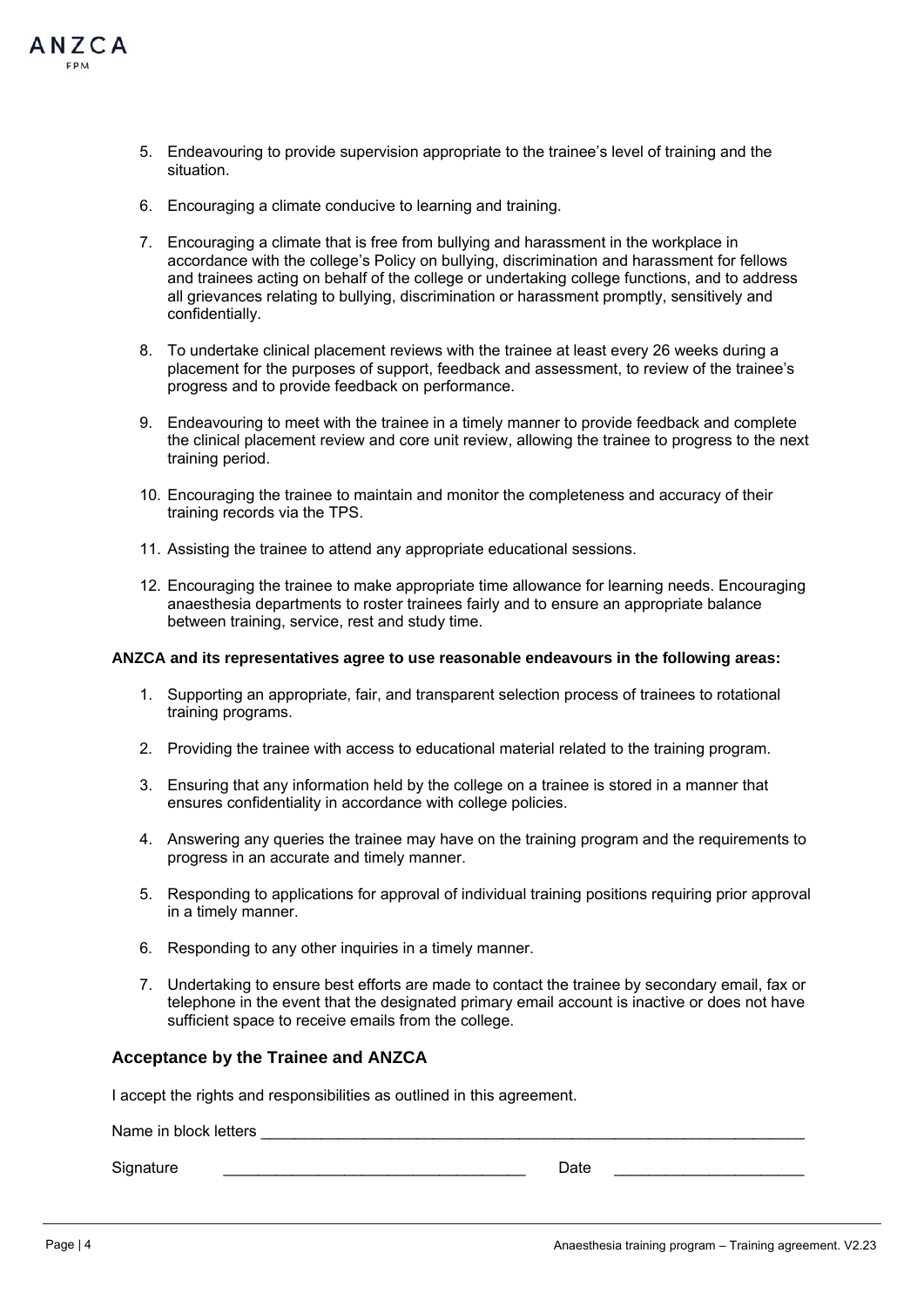5. Endeavouring to provide supervision appropriate to the trainee's level of training and the situation.

6. Encouraging a climate conducive to learning and training.

7. Encouraging a climate that is free from bullying and harassment in the workplace in accordance with the college's Policy on bullying, discrimination and harassment for fellows and trainees acting on behalf of the college or undertaking college functions, and to address all grievances relating to bullying, discrimination or harassment promptly, sensitively and confidentially.

8. To undertake clinical placement reviews with the trainee at least every 26 weeks during a placement for the purposes of support, feedback and assessment, to review of the trainee's progress and to provide feedback on performance.

9. Endeavouring to meet with the trainee in a timely manner to provide feedback and complete the clinical placement review and core unit review, allowing the trainee to progress to the next training period.

10. Encouraging the trainee to maintain and monitor the completeness and accuracy of their training records via the TPS.

11. Assisting the trainee to attend any appropriate educational sessions.

12. Encouraging the trainee to make appropriate time allowance for learning needs. Encouraging anaesthesia departments to roster trainees fairly and to ensure an appropriate balance between training, service, rest and study time.

**ANZCA and its representatives agree to use reasonable endeavours in the following areas:**

1. Supporting an appropriate, fair, and transparent selection process of trainees to rotational training programs.

2. Providing the trainee with access to educational material related to the training program.

3. Ensuring that any information held by the college on a trainee is stored in a manner that ensures confidentiality in accordance with college policies.

4. Answering any queries the trainee may have on the training program and the requirements to progress in an accurate and timely manner.

5. Responding to applications for approval of individual training positions requiring prior approval in a timely manner.

6. Responding to any other inquiries in a timely manner.

7. Undertaking to ensure best efforts are made to contact the trainee by secondary email, fax or telephone in the event that the designated primary email account is inactive or does not have sufficient space to receive emails from the college.

### Acceptance by the Trainee and ANZCA

I accept the rights and responsibilities as outlined in this agreement.

Name in block letters ____________________________________________

Signature ______________________________ Date ____________________